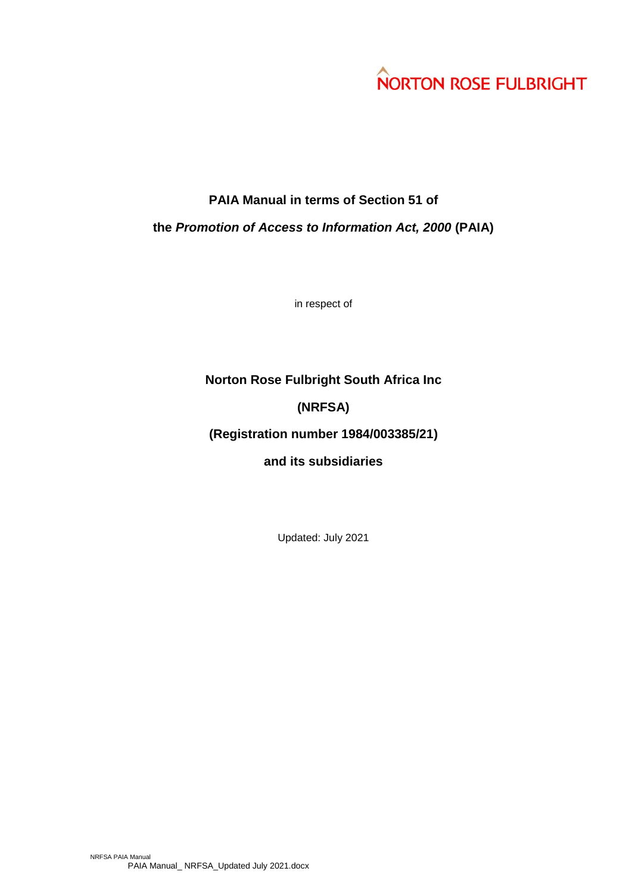NORTON ROSE FULBRIGHT

**PAIA Manual in terms of Section 51 of**

**the *Promotion of Access to Information Act, 2000* (PAIA)**

in respect of

**Norton Rose Fulbright South Africa Inc**

**(NRFSA)**

**(Registration number 1984/003385/21)**

**and its subsidiaries**

Updated: July 2021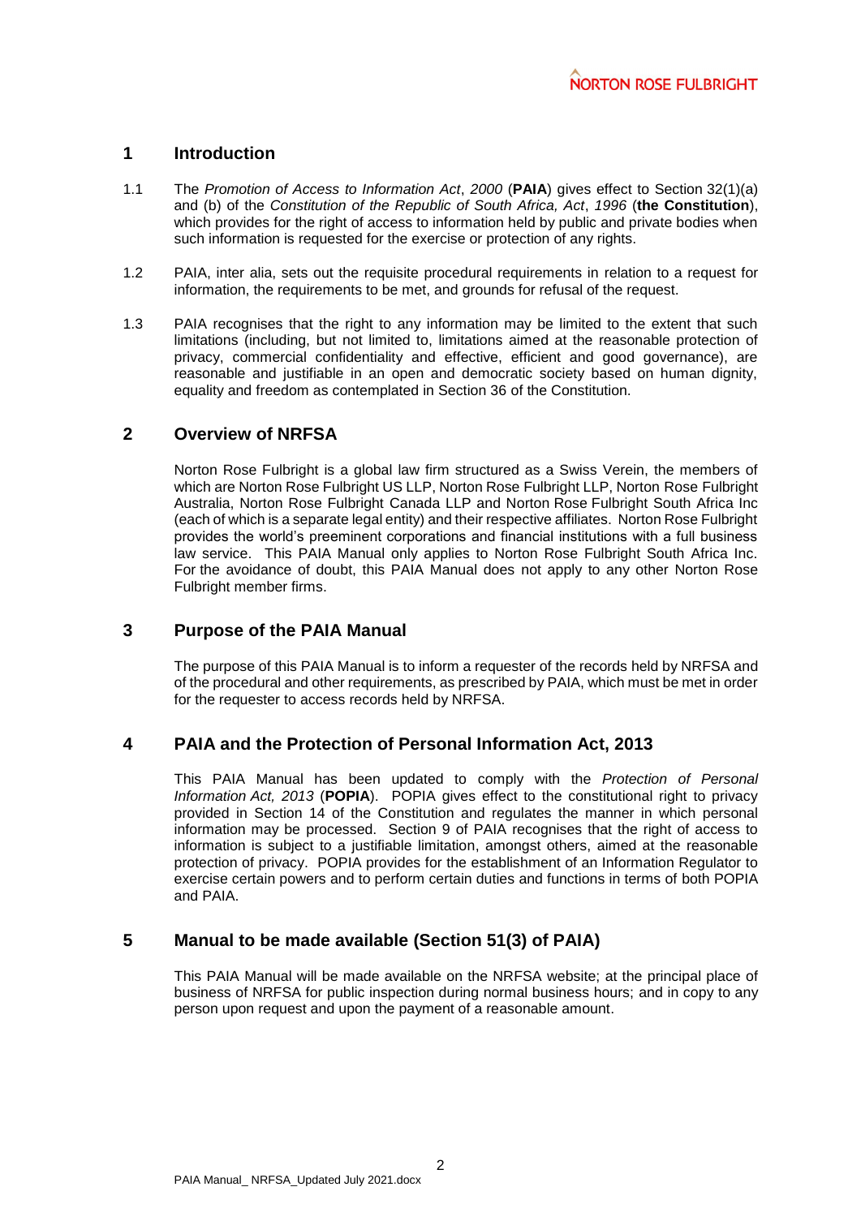## 1 Introduction

1.1 The *Promotion of Access to Information Act*, *2000* (**PAIA**) gives effect to Section 32(1)(a) and (b) of the *Constitution of the Republic of South Africa, Act*, *1996* (**the Constitution**), which provides for the right of access to information held by public and private bodies when such information is requested for the exercise or protection of any rights.

1.2 PAIA, inter alia, sets out the requisite procedural requirements in relation to a request for information, the requirements to be met, and grounds for refusal of the request.

1.3 PAIA recognises that the right to any information may be limited to the extent that such limitations (including, but not limited to, limitations aimed at the reasonable protection of privacy, commercial confidentiality and effective, efficient and good governance), are reasonable and justifiable in an open and democratic society based on human dignity, equality and freedom as contemplated in Section 36 of the Constitution.

## 2 Overview of NRFSA

Norton Rose Fulbright is a global law firm structured as a Swiss Verein, the members of which are Norton Rose Fulbright US LLP, Norton Rose Fulbright LLP, Norton Rose Fulbright Australia, Norton Rose Fulbright Canada LLP and Norton Rose Fulbright South Africa Inc (each of which is a separate legal entity) and their respective affiliates. Norton Rose Fulbright provides the world's preeminent corporations and financial institutions with a full business law service. This PAIA Manual only applies to Norton Rose Fulbright South Africa Inc. For the avoidance of doubt, this PAIA Manual does not apply to any other Norton Rose Fulbright member firms.

## 3 Purpose of the PAIA Manual

The purpose of this PAIA Manual is to inform a requester of the records held by NRFSA and of the procedural and other requirements, as prescribed by PAIA, which must be met in order for the requester to access records held by NRFSA.

## 4 PAIA and the Protection of Personal Information Act, 2013

This PAIA Manual has been updated to comply with the *Protection of Personal Information Act, 2013* (**POPIA**). POPIA gives effect to the constitutional right to privacy provided in Section 14 of the Constitution and regulates the manner in which personal information may be processed. Section 9 of PAIA recognises that the right of access to information is subject to a justifiable limitation, amongst others, aimed at the reasonable protection of privacy. POPIA provides for the establishment of an Information Regulator to exercise certain powers and to perform certain duties and functions in terms of both POPIA and PAIA.

## 5 Manual to be made available (Section 51(3) of PAIA)

This PAIA Manual will be made available on the NRFSA website; at the principal place of business of NRFSA for public inspection during normal business hours; and in copy to any person upon request and upon the payment of a reasonable amount.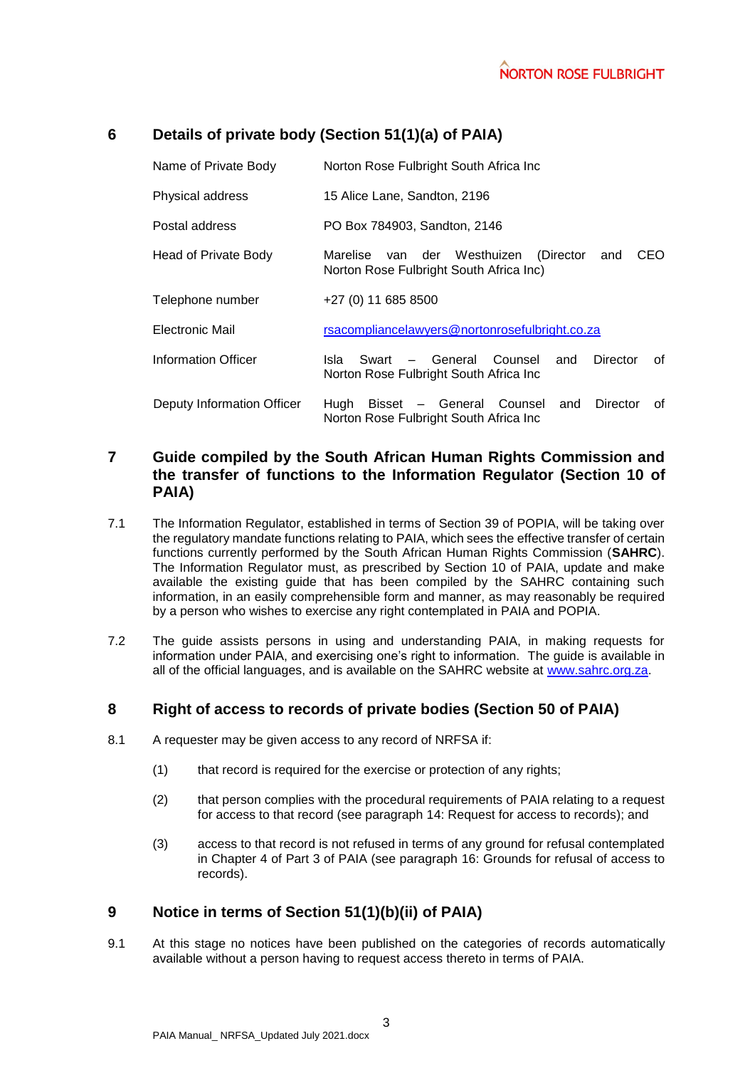## 6 Details of private body (Section 51(1)(a) of PAIA)

| | |
|---|---|
| Name of Private Body | Norton Rose Fulbright South Africa Inc |
| Physical address | 15 Alice Lane, Sandton, 2196 |
| Postal address | PO Box 784903, Sandton, 2146 |
| Head of Private Body | Marelise van der Westhuizen (Director and CEO Norton Rose Fulbright South Africa Inc) |
| Telephone number | +27 (0) 11 685 8500 |
| Electronic Mail | rsacompliancelawyers@nortonrosefulbright.co.za |
| Information Officer | Isla Swart – General Counsel and Director of Norton Rose Fulbright South Africa Inc |
| Deputy Information Officer | Hugh Bisset – General Counsel and Director of Norton Rose Fulbright South Africa Inc |

## 7 Guide compiled by the South African Human Rights Commission and the transfer of functions to the Information Regulator (Section 10 of PAIA)

7.1 The Information Regulator, established in terms of Section 39 of POPIA, will be taking over the regulatory mandate functions relating to PAIA, which sees the effective transfer of certain functions currently performed by the South African Human Rights Commission (**SAHRC**). The Information Regulator must, as prescribed by Section 10 of PAIA, update and make available the existing guide that has been compiled by the SAHRC containing such information, in an easily comprehensible form and manner, as may reasonably be required by a person who wishes to exercise any right contemplated in PAIA and POPIA.

7.2 The guide assists persons in using and understanding PAIA, in making requests for information under PAIA, and exercising one's right to information. The guide is available in all of the official languages, and is available on the SAHRC website at www.sahrc.org.za.

## 8 Right of access to records of private bodies (Section 50 of PAIA)

8.1 A requester may be given access to any record of NRFSA if:

(1) that record is required for the exercise or protection of any rights;

(2) that person complies with the procedural requirements of PAIA relating to a request for access to that record (see paragraph 14: Request for access to records); and

(3) access to that record is not refused in terms of any ground for refusal contemplated in Chapter 4 of Part 3 of PAIA (see paragraph 16: Grounds for refusal of access to records).

## 9 Notice in terms of Section 51(1)(b)(ii) of PAIA)

9.1 At this stage no notices have been published on the categories of records automatically available without a person having to request access thereto in terms of PAIA.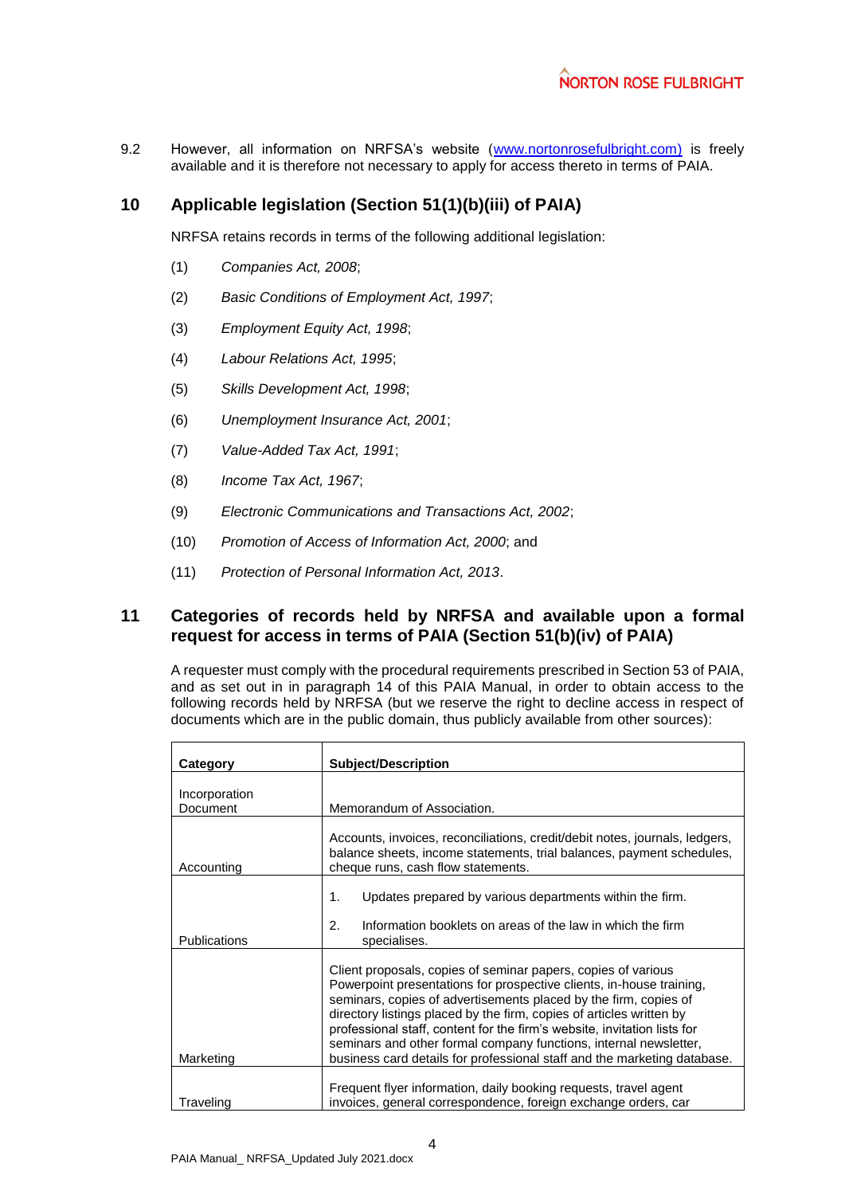9.2 However, all information on NRFSA's website (www.nortonrosefulbright.com) is freely available and it is therefore not necessary to apply for access thereto in terms of PAIA.

## 10 Applicable legislation (Section 51(1)(b)(iii) of PAIA)

NRFSA retains records in terms of the following additional legislation:

(1) *Companies Act, 2008*;

(2) *Basic Conditions of Employment Act, 1997*;

(3) *Employment Equity Act, 1998*;

(4) *Labour Relations Act, 1995*;

(5) *Skills Development Act, 1998*;

(6) *Unemployment Insurance Act, 2001*;

(7) *Value-Added Tax Act, 1991*;

(8) *Income Tax Act, 1967*;

(9) *Electronic Communications and Transactions Act, 2002*;

(10) *Promotion of Access of Information Act, 2000*; and

(11) *Protection of Personal Information Act, 2013*.

## 11 Categories of records held by NRFSA and available upon a formal request for access in terms of PAIA (Section 51(b)(iv) of PAIA)

A requester must comply with the procedural requirements prescribed in Section 53 of PAIA, and as set out in in paragraph 14 of this PAIA Manual, in order to obtain access to the following records held by NRFSA (but we reserve the right to decline access in respect of documents which are in the public domain, thus publicly available from other sources):

| Category | Subject/Description |
|---|---|
| Incorporation Document | Memorandum of Association. |
| Accounting | Accounts, invoices, reconciliations, credit/debit notes, journals, ledgers, balance sheets, income statements, trial balances, payment schedules, cheque runs, cash flow statements. |
| Publications | 1. Updates prepared by various departments within the firm.<br>2. Information booklets on areas of the law in which the firm specialises. |
| Marketing | Client proposals, copies of seminar papers, copies of various Powerpoint presentations for prospective clients, in-house training, seminars, copies of advertisements placed by the firm, copies of directory listings placed by the firm, copies of articles written by professional staff, content for the firm's website, invitation lists for seminars and other formal company functions, internal newsletter, business card details for professional staff and the marketing database. |
| Traveling | Frequent flyer information, daily booking requests, travel agent invoices, general correspondence, foreign exchange orders, car |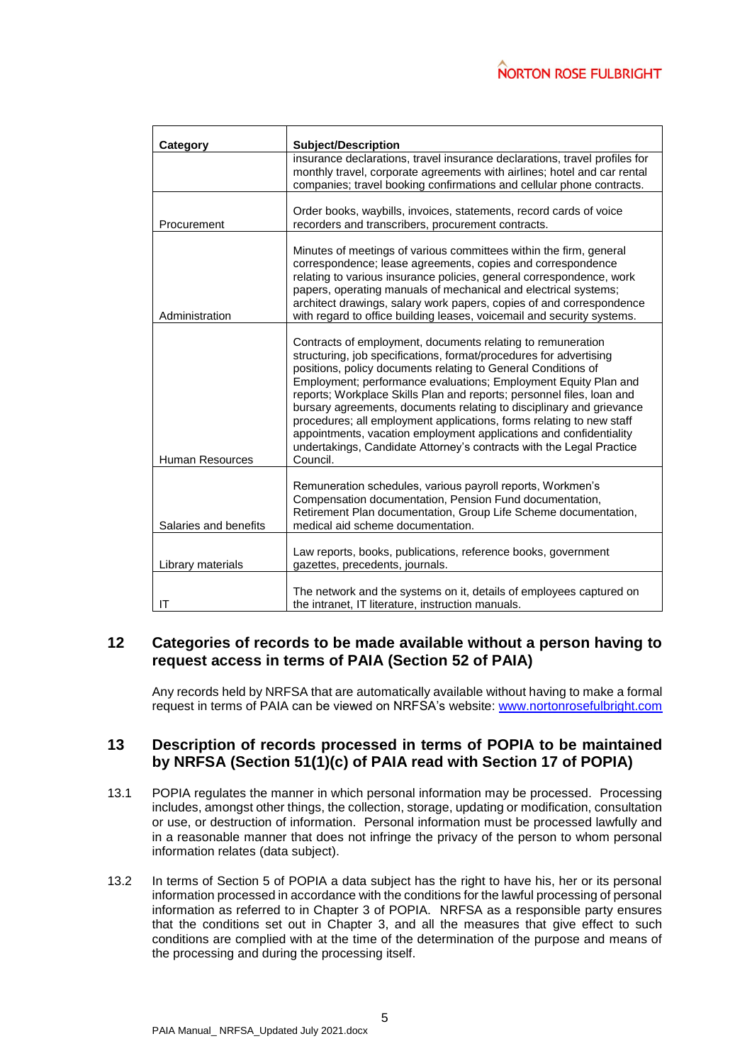| Category | Subject/Description |
| --- | --- |
| | insurance declarations, travel insurance declarations, travel profiles for monthly travel, corporate agreements with airlines; hotel and car rental companies; travel booking confirmations and cellular phone contracts. |
| Procurement | Order books, waybills, invoices, statements, record cards of voice recorders and transcribers, procurement contracts. |
| Administration | Minutes of meetings of various committees within the firm, general correspondence; lease agreements, copies and correspondence relating to various insurance policies, general correspondence, work papers, operating manuals of mechanical and electrical systems; architect drawings, salary work papers, copies of and correspondence with regard to office building leases, voicemail and security systems. |
| Human Resources | Contracts of employment, documents relating to remuneration structuring, job specifications, format/procedures for advertising positions, policy documents relating to General Conditions of Employment; performance evaluations; Employment Equity Plan and reports; Workplace Skills Plan and reports; personnel files, loan and bursary agreements, documents relating to disciplinary and grievance procedures; all employment applications, forms relating to new staff appointments, vacation employment applications and confidentiality undertakings, Candidate Attorney's contracts with the Legal Practice Council. |
| Salaries and benefits | Remuneration schedules, various payroll reports, Workmen's Compensation documentation, Pension Fund documentation, Retirement Plan documentation, Group Life Scheme documentation, medical aid scheme documentation. |
| Library materials | Law reports, books, publications, reference books, government gazettes, precedents, journals. |
| IT | The network and the systems on it, details of employees captured on the intranet, IT literature, instruction manuals. |

## 12 Categories of records to be made available without a person having to request access in terms of PAIA (Section 52 of PAIA)

Any records held by NRFSA that are automatically available without having to make a formal request in terms of PAIA can be viewed on NRFSA's website: www.nortonrosefulbright.com

## 13 Description of records processed in terms of POPIA to be maintained by NRFSA (Section 51(1)(c) of PAIA read with Section 17 of POPIA)

13.1 POPIA regulates the manner in which personal information may be processed. Processing includes, amongst other things, the collection, storage, updating or modification, consultation or use, or destruction of information. Personal information must be processed lawfully and in a reasonable manner that does not infringe the privacy of the person to whom personal information relates (data subject).

13.2 In terms of Section 5 of POPIA a data subject has the right to have his, her or its personal information processed in accordance with the conditions for the lawful processing of personal information as referred to in Chapter 3 of POPIA. NRFSA as a responsible party ensures that the conditions set out in Chapter 3, and all the measures that give effect to such conditions are complied with at the time of the determination of the purpose and means of the processing and during the processing itself.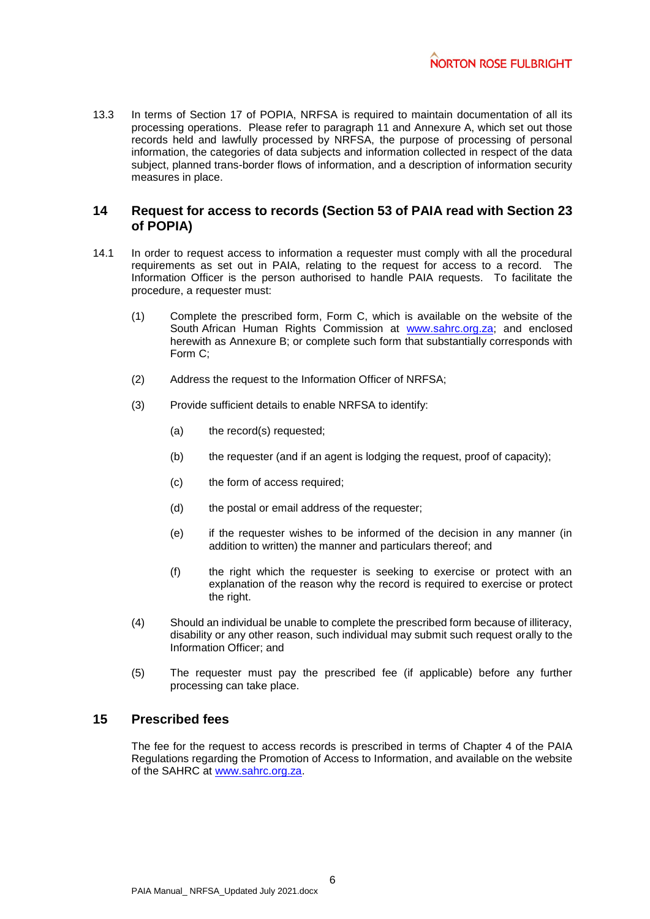13.3 In terms of Section 17 of POPIA, NRFSA is required to maintain documentation of all its processing operations. Please refer to paragraph 11 and Annexure A, which set out those records held and lawfully processed by NRFSA, the purpose of processing of personal information, the categories of data subjects and information collected in respect of the data subject, planned trans-border flows of information, and a description of information security measures in place.

## 14 Request for access to records (Section 53 of PAIA read with Section 23 of POPIA)

14.1 In order to request access to information a requester must comply with all the procedural requirements as set out in PAIA, relating to the request for access to a record. The Information Officer is the person authorised to handle PAIA requests. To facilitate the procedure, a requester must:

(1) Complete the prescribed form, Form C, which is available on the website of the South African Human Rights Commission at www.sahrc.org.za; and enclosed herewith as Annexure B; or complete such form that substantially corresponds with Form C;

(2) Address the request to the Information Officer of NRFSA;

(3) Provide sufficient details to enable NRFSA to identify:

(a) the record(s) requested;

(b) the requester (and if an agent is lodging the request, proof of capacity);

(c) the form of access required;

(d) the postal or email address of the requester;

(e) if the requester wishes to be informed of the decision in any manner (in addition to written) the manner and particulars thereof; and

(f) the right which the requester is seeking to exercise or protect with an explanation of the reason why the record is required to exercise or protect the right.

(4) Should an individual be unable to complete the prescribed form because of illiteracy, disability or any other reason, such individual may submit such request orally to the Information Officer; and

(5) The requester must pay the prescribed fee (if applicable) before any further processing can take place.

## 15 Prescribed fees

The fee for the request to access records is prescribed in terms of Chapter 4 of the PAIA Regulations regarding the Promotion of Access to Information, and available on the website of the SAHRC at www.sahrc.org.za.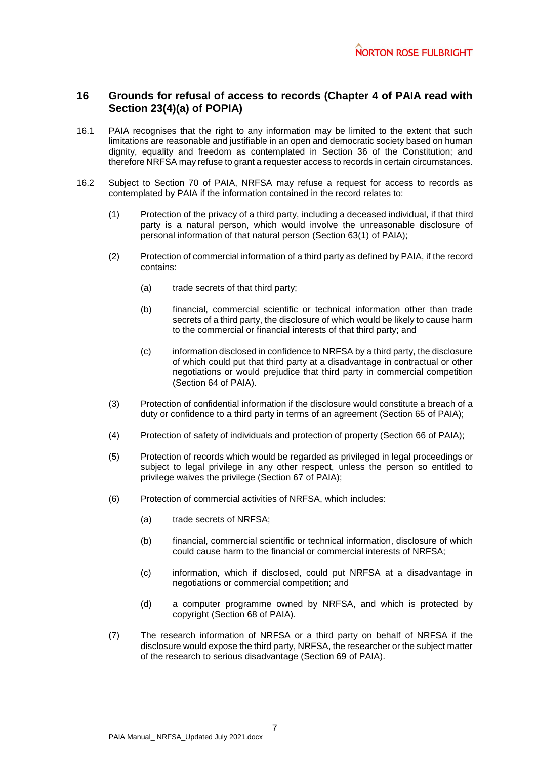## 16 Grounds for refusal of access to records (Chapter 4 of PAIA read with Section 23(4)(a) of POPIA)

16.1 PAIA recognises that the right to any information may be limited to the extent that such limitations are reasonable and justifiable in an open and democratic society based on human dignity, equality and freedom as contemplated in Section 36 of the Constitution; and therefore NRFSA may refuse to grant a requester access to records in certain circumstances.

16.2 Subject to Section 70 of PAIA, NRFSA may refuse a request for access to records as contemplated by PAIA if the information contained in the record relates to:

(1) Protection of the privacy of a third party, including a deceased individual, if that third party is a natural person, which would involve the unreasonable disclosure of personal information of that natural person (Section 63(1) of PAIA);

(2) Protection of commercial information of a third party as defined by PAIA, if the record contains:

(a) trade secrets of that third party;

(b) financial, commercial scientific or technical information other than trade secrets of a third party, the disclosure of which would be likely to cause harm to the commercial or financial interests of that third party; and

(c) information disclosed in confidence to NRFSA by a third party, the disclosure of which could put that third party at a disadvantage in contractual or other negotiations or would prejudice that third party in commercial competition (Section 64 of PAIA).

(3) Protection of confidential information if the disclosure would constitute a breach of a duty or confidence to a third party in terms of an agreement (Section 65 of PAIA);

(4) Protection of safety of individuals and protection of property (Section 66 of PAIA);

(5) Protection of records which would be regarded as privileged in legal proceedings or subject to legal privilege in any other respect, unless the person so entitled to privilege waives the privilege (Section 67 of PAIA);

(6) Protection of commercial activities of NRFSA, which includes:

(a) trade secrets of NRFSA;

(b) financial, commercial scientific or technical information, disclosure of which could cause harm to the financial or commercial interests of NRFSA;

(c) information, which if disclosed, could put NRFSA at a disadvantage in negotiations or commercial competition; and

(d) a computer programme owned by NRFSA, and which is protected by copyright (Section 68 of PAIA).

(7) The research information of NRFSA or a third party on behalf of NRFSA if the disclosure would expose the third party, NRFSA, the researcher or the subject matter of the research to serious disadvantage (Section 69 of PAIA).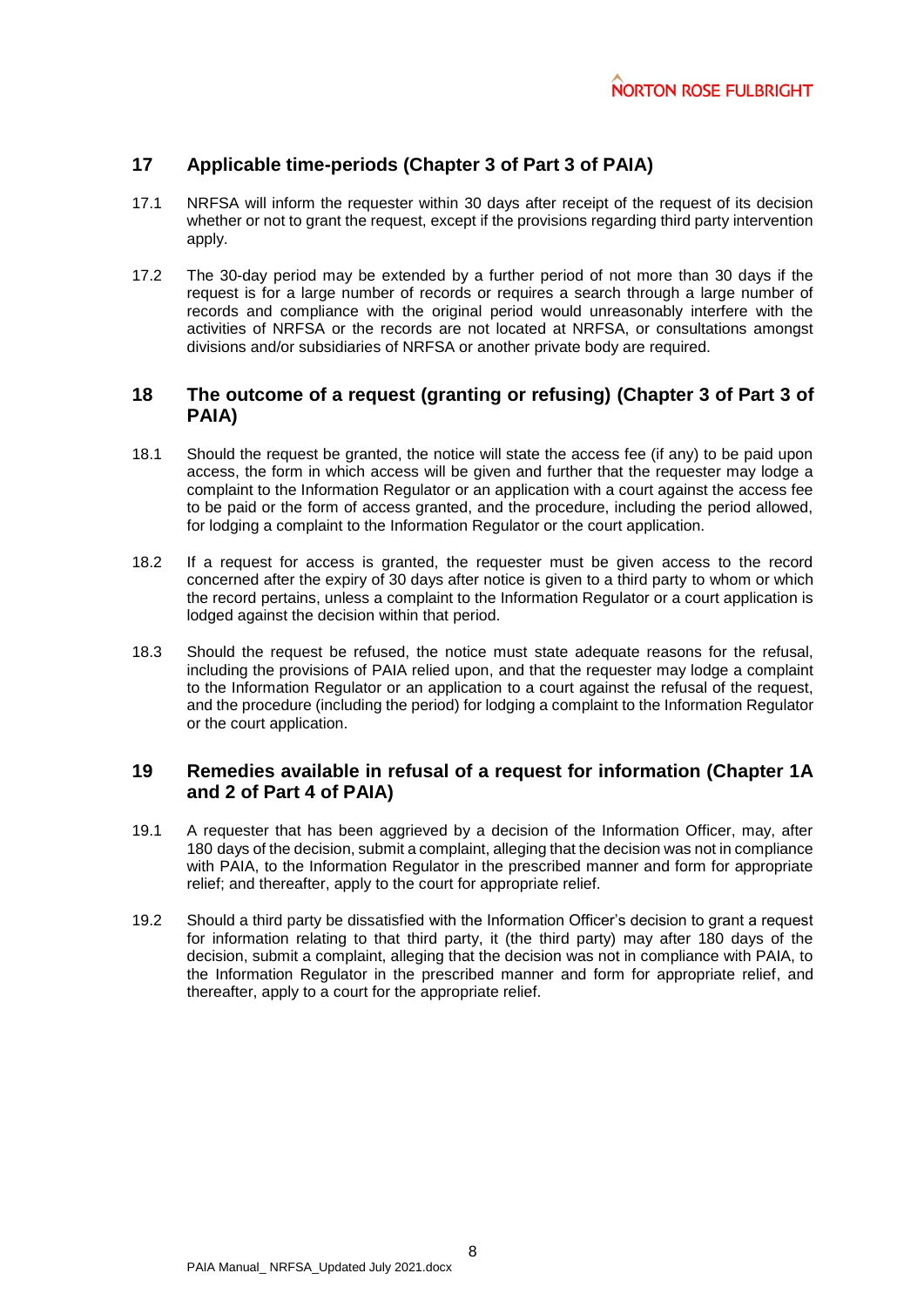## 17 Applicable time-periods (Chapter 3 of Part 3 of PAIA)

17.1 NRFSA will inform the requester within 30 days after receipt of the request of its decision whether or not to grant the request, except if the provisions regarding third party intervention apply.

17.2 The 30-day period may be extended by a further period of not more than 30 days if the request is for a large number of records or requires a search through a large number of records and compliance with the original period would unreasonably interfere with the activities of NRFSA or the records are not located at NRFSA, or consultations amongst divisions and/or subsidiaries of NRFSA or another private body are required.

## 18 The outcome of a request (granting or refusing) (Chapter 3 of Part 3 of PAIA)

18.1 Should the request be granted, the notice will state the access fee (if any) to be paid upon access, the form in which access will be given and further that the requester may lodge a complaint to the Information Regulator or an application with a court against the access fee to be paid or the form of access granted, and the procedure, including the period allowed, for lodging a complaint to the Information Regulator or the court application.

18.2 If a request for access is granted, the requester must be given access to the record concerned after the expiry of 30 days after notice is given to a third party to whom or which the record pertains, unless a complaint to the Information Regulator or a court application is lodged against the decision within that period.

18.3 Should the request be refused, the notice must state adequate reasons for the refusal, including the provisions of PAIA relied upon, and that the requester may lodge a complaint to the Information Regulator or an application to a court against the refusal of the request, and the procedure (including the period) for lodging a complaint to the Information Regulator or the court application.

## 19 Remedies available in refusal of a request for information (Chapter 1A and 2 of Part 4 of PAIA)

19.1 A requester that has been aggrieved by a decision of the Information Officer, may, after 180 days of the decision, submit a complaint, alleging that the decision was not in compliance with PAIA, to the Information Regulator in the prescribed manner and form for appropriate relief; and thereafter, apply to the court for appropriate relief.

19.2 Should a third party be dissatisfied with the Information Officer's decision to grant a request for information relating to that third party, it (the third party) may after 180 days of the decision, submit a complaint, alleging that the decision was not in compliance with PAIA, to the Information Regulator in the prescribed manner and form for appropriate relief, and thereafter, apply to a court for the appropriate relief.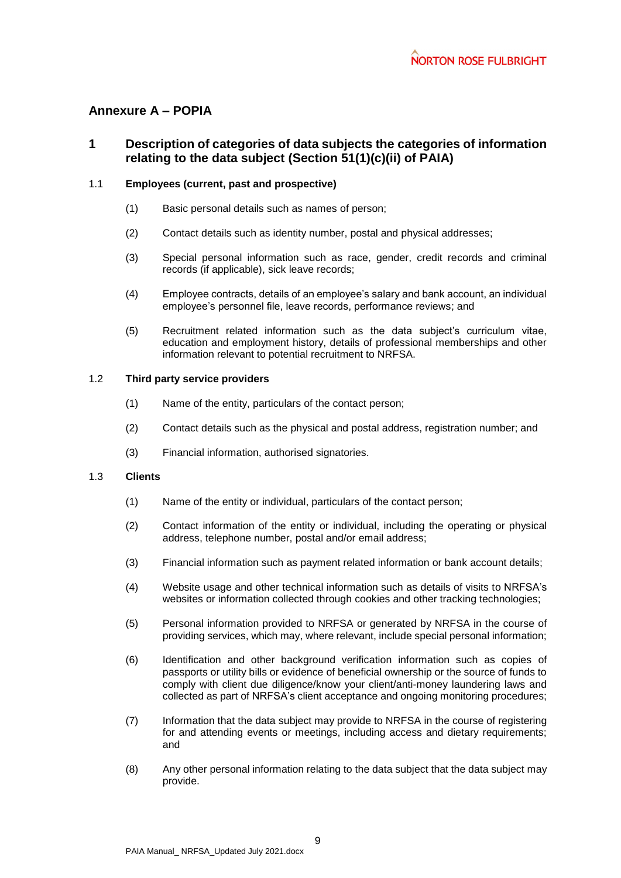## Annexure A – POPIA

### 1 Description of categories of data subjects the categories of information relating to the data subject (Section 51(1)(c)(ii) of PAIA)

#### 1.1 Employees (current, past and prospective)

(1) Basic personal details such as names of person;

(2) Contact details such as identity number, postal and physical addresses;

(3) Special personal information such as race, gender, credit records and criminal records (if applicable), sick leave records;

(4) Employee contracts, details of an employee's salary and bank account, an individual employee's personnel file, leave records, performance reviews; and

(5) Recruitment related information such as the data subject's curriculum vitae, education and employment history, details of professional memberships and other information relevant to potential recruitment to NRFSA.

#### 1.2 Third party service providers

(1) Name of the entity, particulars of the contact person;

(2) Contact details such as the physical and postal address, registration number; and

(3) Financial information, authorised signatories.

#### 1.3 Clients

(1) Name of the entity or individual, particulars of the contact person;

(2) Contact information of the entity or individual, including the operating or physical address, telephone number, postal and/or email address;

(3) Financial information such as payment related information or bank account details;

(4) Website usage and other technical information such as details of visits to NRFSA's websites or information collected through cookies and other tracking technologies;

(5) Personal information provided to NRFSA or generated by NRFSA in the course of providing services, which may, where relevant, include special personal information;

(6) Identification and other background verification information such as copies of passports or utility bills or evidence of beneficial ownership or the source of funds to comply with client due diligence/know your client/anti-money laundering laws and collected as part of NRFSA's client acceptance and ongoing monitoring procedures;

(7) Information that the data subject may provide to NRFSA in the course of registering for and attending events or meetings, including access and dietary requirements; and

(8) Any other personal information relating to the data subject that the data subject may provide.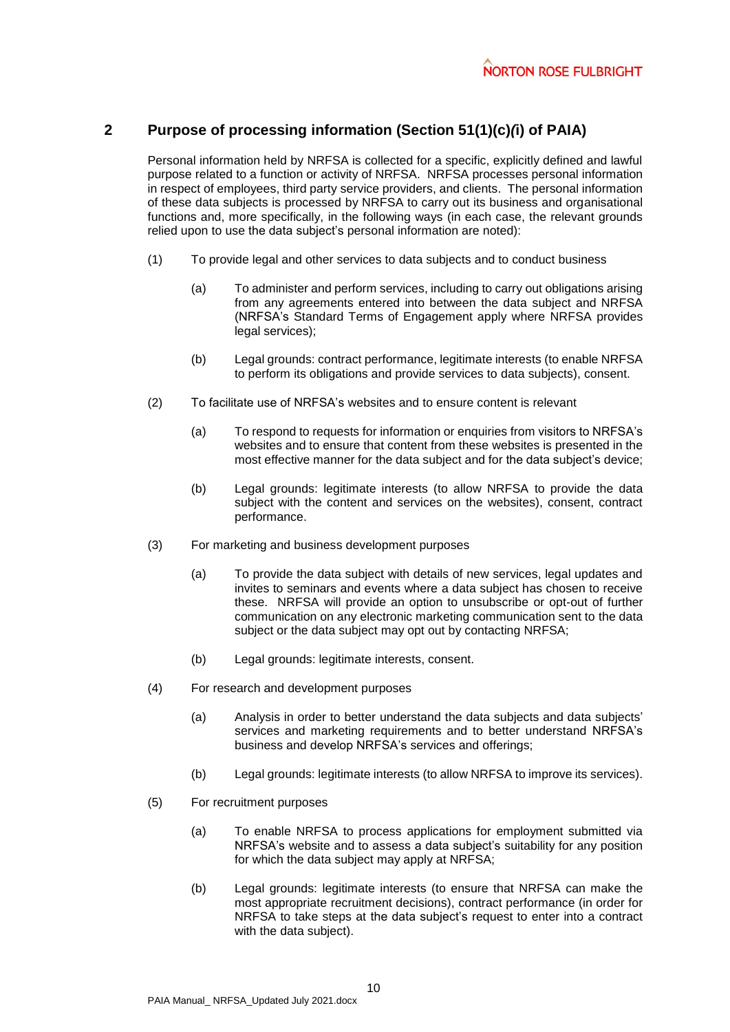## 2 Purpose of processing information (Section 51(1)(c)*(i*) of PAIA)

Personal information held by NRFSA is collected for a specific, explicitly defined and lawful purpose related to a function or activity of NRFSA. NRFSA processes personal information in respect of employees, third party service providers, and clients. The personal information of these data subjects is processed by NRFSA to carry out its business and organisational functions and, more specifically, in the following ways (in each case, the relevant grounds relied upon to use the data subject's personal information are noted):

(1) To provide legal and other services to data subjects and to conduct business

- (a) To administer and perform services, including to carry out obligations arising from any agreements entered into between the data subject and NRFSA (NRFSA's Standard Terms of Engagement apply where NRFSA provides legal services);
- (b) Legal grounds: contract performance, legitimate interests (to enable NRFSA to perform its obligations and provide services to data subjects), consent.

(2) To facilitate use of NRFSA's websites and to ensure content is relevant

- (a) To respond to requests for information or enquiries from visitors to NRFSA's websites and to ensure that content from these websites is presented in the most effective manner for the data subject and for the data subject's device;
- (b) Legal grounds: legitimate interests (to allow NRFSA to provide the data subject with the content and services on the websites), consent, contract performance.

(3) For marketing and business development purposes

- (a) To provide the data subject with details of new services, legal updates and invites to seminars and events where a data subject has chosen to receive these. NRFSA will provide an option to unsubscribe or opt-out of further communication on any electronic marketing communication sent to the data subject or the data subject may opt out by contacting NRFSA;
- (b) Legal grounds: legitimate interests, consent.

(4) For research and development purposes

- (a) Analysis in order to better understand the data subjects and data subjects' services and marketing requirements and to better understand NRFSA's business and develop NRFSA's services and offerings;
- (b) Legal grounds: legitimate interests (to allow NRFSA to improve its services).

(5) For recruitment purposes

- (a) To enable NRFSA to process applications for employment submitted via NRFSA's website and to assess a data subject's suitability for any position for which the data subject may apply at NRFSA;
- (b) Legal grounds: legitimate interests (to ensure that NRFSA can make the most appropriate recruitment decisions), contract performance (in order for NRFSA to take steps at the data subject's request to enter into a contract with the data subject).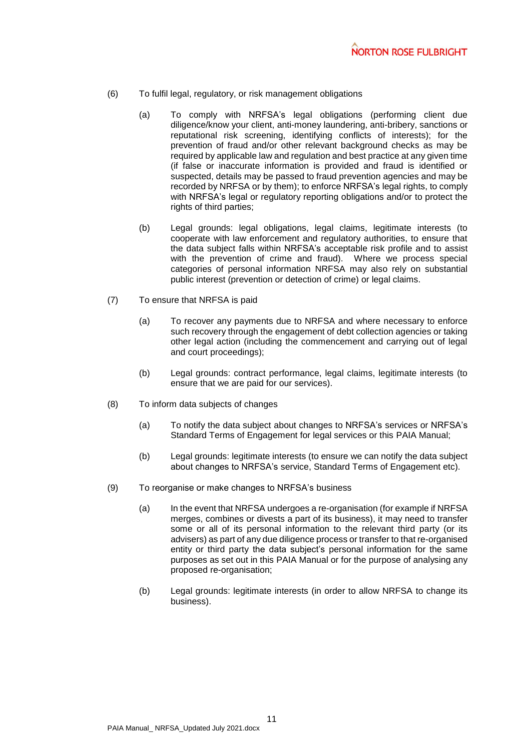(6) To fulfil legal, regulatory, or risk management obligations

(a) To comply with NRFSA's legal obligations (performing client due diligence/know your client, anti-money laundering, anti-bribery, sanctions or reputational risk screening, identifying conflicts of interests); for the prevention of fraud and/or other relevant background checks as may be required by applicable law and regulation and best practice at any given time (if false or inaccurate information is provided and fraud is identified or suspected, details may be passed to fraud prevention agencies and may be recorded by NRFSA or by them); to enforce NRFSA's legal rights, to comply with NRFSA's legal or regulatory reporting obligations and/or to protect the rights of third parties;

(b) Legal grounds: legal obligations, legal claims, legitimate interests (to cooperate with law enforcement and regulatory authorities, to ensure that the data subject falls within NRFSA's acceptable risk profile and to assist with the prevention of crime and fraud). Where we process special categories of personal information NRFSA may also rely on substantial public interest (prevention or detection of crime) or legal claims.

(7) To ensure that NRFSA is paid

(a) To recover any payments due to NRFSA and where necessary to enforce such recovery through the engagement of debt collection agencies or taking other legal action (including the commencement and carrying out of legal and court proceedings);

(b) Legal grounds: contract performance, legal claims, legitimate interests (to ensure that we are paid for our services).

(8) To inform data subjects of changes

(a) To notify the data subject about changes to NRFSA's services or NRFSA's Standard Terms of Engagement for legal services or this PAIA Manual;

(b) Legal grounds: legitimate interests (to ensure we can notify the data subject about changes to NRFSA's service, Standard Terms of Engagement etc).

(9) To reorganise or make changes to NRFSA's business

(a) In the event that NRFSA undergoes a re-organisation (for example if NRFSA merges, combines or divests a part of its business), it may need to transfer some or all of its personal information to the relevant third party (or its advisers) as part of any due diligence process or transfer to that re-organised entity or third party the data subject's personal information for the same purposes as set out in this PAIA Manual or for the purpose of analysing any proposed re-organisation;

(b) Legal grounds: legitimate interests (in order to allow NRFSA to change its business).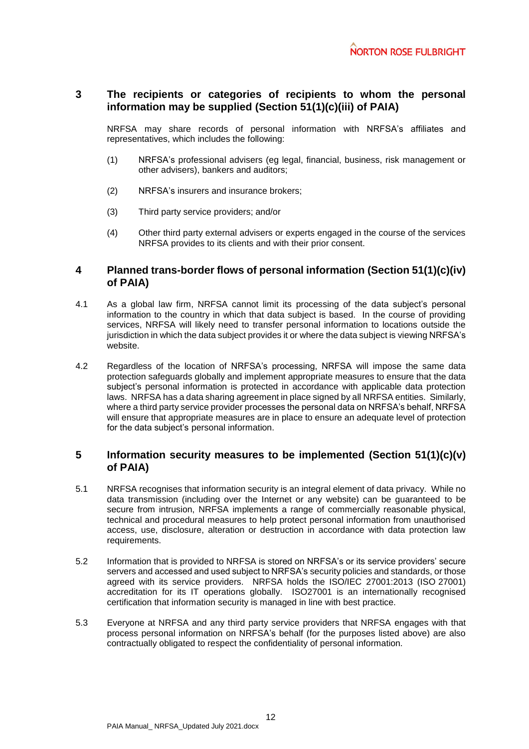## 3 The recipients or categories of recipients to whom the personal information may be supplied (Section 51(1)(c)(iii) of PAIA)

NRFSA may share records of personal information with NRFSA's affiliates and representatives, which includes the following:

(1) NRFSA's professional advisers (eg legal, financial, business, risk management or other advisers), bankers and auditors;

(2) NRFSA's insurers and insurance brokers;

(3) Third party service providers; and/or

(4) Other third party external advisers or experts engaged in the course of the services NRFSA provides to its clients and with their prior consent.

## 4 Planned trans-border flows of personal information (Section 51(1)(c)(iv) of PAIA)

4.1 As a global law firm, NRFSA cannot limit its processing of the data subject's personal information to the country in which that data subject is based. In the course of providing services, NRFSA will likely need to transfer personal information to locations outside the jurisdiction in which the data subject provides it or where the data subject is viewing NRFSA's website.

4.2 Regardless of the location of NRFSA's processing, NRFSA will impose the same data protection safeguards globally and implement appropriate measures to ensure that the data subject's personal information is protected in accordance with applicable data protection laws. NRFSA has a data sharing agreement in place signed by all NRFSA entities. Similarly, where a third party service provider processes the personal data on NRFSA's behalf, NRFSA will ensure that appropriate measures are in place to ensure an adequate level of protection for the data subject's personal information.

## 5 Information security measures to be implemented (Section 51(1)(c)(v) of PAIA)

5.1 NRFSA recognises that information security is an integral element of data privacy. While no data transmission (including over the Internet or any website) can be guaranteed to be secure from intrusion, NRFSA implements a range of commercially reasonable physical, technical and procedural measures to help protect personal information from unauthorised access, use, disclosure, alteration or destruction in accordance with data protection law requirements.

5.2 Information that is provided to NRFSA is stored on NRFSA's or its service providers' secure servers and accessed and used subject to NRFSA's security policies and standards, or those agreed with its service providers. NRFSA holds the ISO/IEC 27001:2013 (ISO 27001) accreditation for its IT operations globally. ISO27001 is an internationally recognised certification that information security is managed in line with best practice.

5.3 Everyone at NRFSA and any third party service providers that NRFSA engages with that process personal information on NRFSA's behalf (for the purposes listed above) are also contractually obligated to respect the confidentiality of personal information.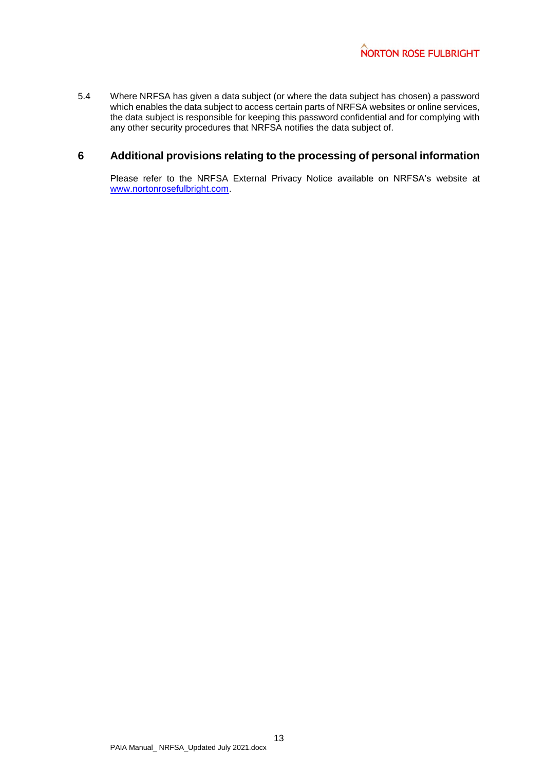5.4 Where NRFSA has given a data subject (or where the data subject has chosen) a password which enables the data subject to access certain parts of NRFSA websites or online services, the data subject is responsible for keeping this password confidential and for complying with any other security procedures that NRFSA notifies the data subject of.

## 6 Additional provisions relating to the processing of personal information

Please refer to the NRFSA External Privacy Notice available on NRFSA's website at www.nortonrosefulbright.com.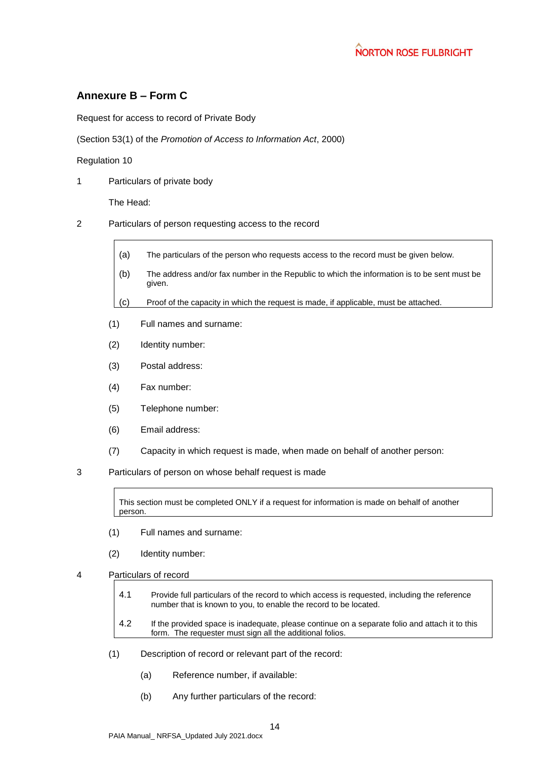## Annexure B – Form C

Request for access to record of Private Body

(Section 53(1) of the *Promotion of Access to Information Act*, 2000)

Regulation 10

1 Particulars of private body

The Head:

2 Particulars of person requesting access to the record

> (a) The particulars of the person who requests access to the record must be given below.
>
> (b) The address and/or fax number in the Republic to which the information is to be sent must be given.
>
> (c) Proof of the capacity in which the request is made, if applicable, must be attached.

(1) Full names and surname:

(2) Identity number:

(3) Postal address:

(4) Fax number:

(5) Telephone number:

(6) Email address:

(7) Capacity in which request is made, when made on behalf of another person:

3 Particulars of person on whose behalf request is made

> This section must be completed ONLY if a request for information is made on behalf of another person.

(1) Full names and surname:

(2) Identity number:

4 Particulars of record

> 4.1 Provide full particulars of the record to which access is requested, including the reference number that is known to you, to enable the record to be located.
>
> 4.2 If the provided space is inadequate, please continue on a separate folio and attach it to this form. The requester must sign all the additional folios.

(1) Description of record or relevant part of the record:

(a) Reference number, if available:

(b) Any further particulars of the record: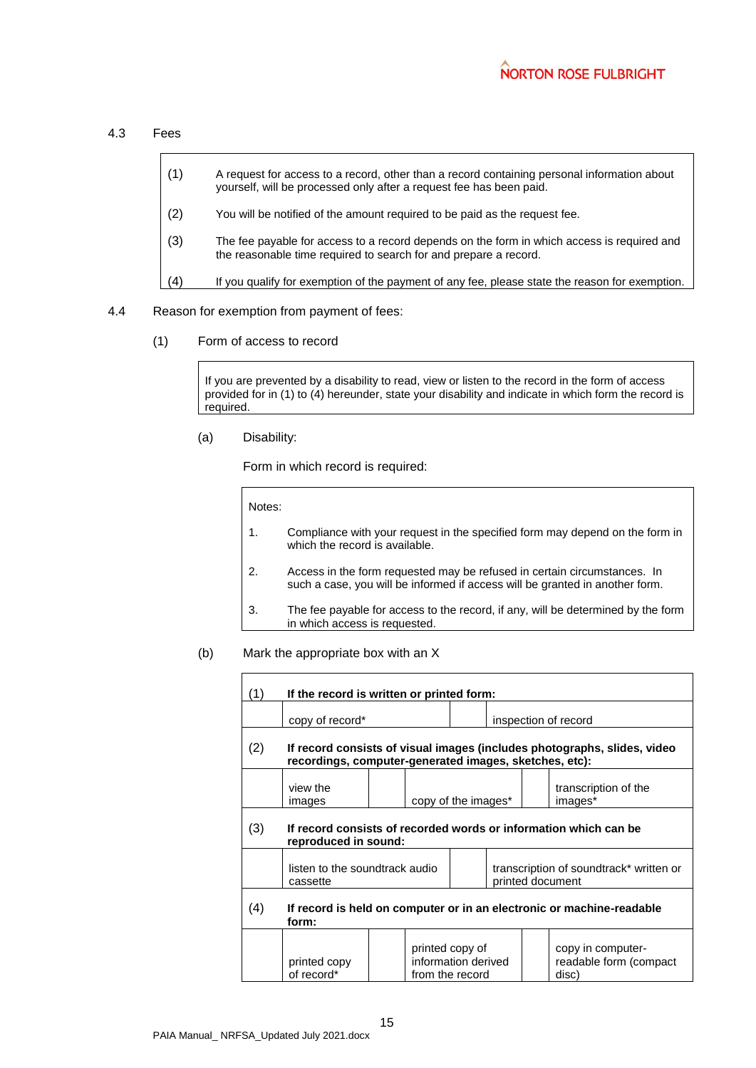4.3 Fees

| | |
|---|---|
| (1) | A request for access to a record, other than a record containing personal information about yourself, will be processed only after a request fee has been paid. |
| (2) | You will be notified of the amount required to be paid as the request fee. |
| (3) | The fee payable for access to a record depends on the form in which access is required and the reasonable time required to search for and prepare a record. |
| (4) | If you qualify for exemption of the payment of any fee, please state the reason for exemption. |

4.4 Reason for exemption from payment of fees:

(1) Form of access to record

> If you are prevented by a disability to read, view or listen to the record in the form of access provided for in (1) to (4) hereunder, state your disability and indicate in which form the record is required.

(a) Disability:

Form in which record is required:

> Notes:
>
> 1. Compliance with your request in the specified form may depend on the form in which the record is available.
> 2. Access in the form requested may be refused in certain circumstances. In such a case, you will be informed if access will be granted in another form.
> 3. The fee payable for access to the record, if any, will be determined by the form in which access is requested.

(b) Mark the appropriate box with an X

| | | | | | |
|---|---|---|---|---|---|
| (1) | **If the record is written or printed form:** | | | | |
| | copy of record* | | inspection of record | | |
| (2) | **If record consists of visual images (includes photographs, slides, video recordings, computer-generated images, sketches, etc):** | | | | |
| | view the images | | copy of the images* | | transcription of the images* |
| (3) | **If record consists of recorded words or information which can be reproduced in sound:** | | | | |
| | listen to the soundtrack audio cassette | | transcription of soundtrack* written or printed document | | |
| (4) | **If record is held on computer or in an electronic or machine-readable form:** | | | | |
| | printed copy of record* | | printed copy of information derived from the record | | copy in computer-readable form (compact disc) |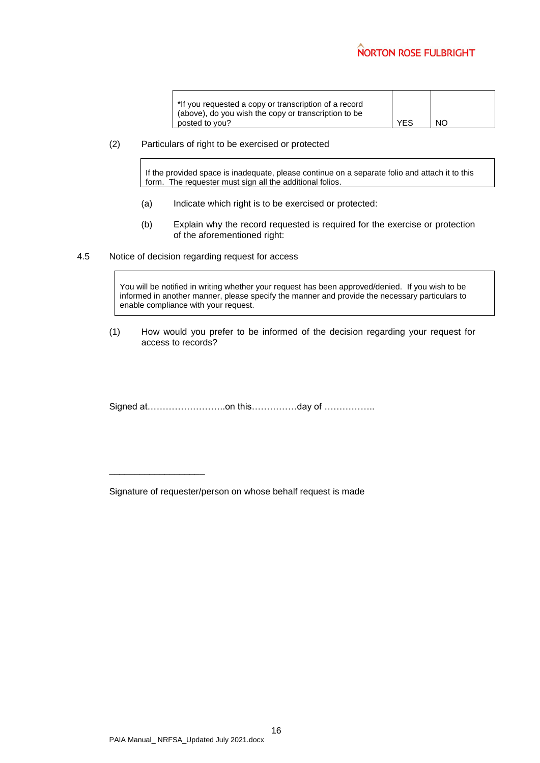| | | |
|---|---|---|
| *If you requested a copy or transcription of a record (above), do you wish the copy or transcription to be posted to you? | YES | NO |

(2) Particulars of right to be exercised or protected

| |
|---|
| If the provided space is inadequate, please continue on a separate folio and attach it to this form. The requester must sign all the additional folios. |

(a) Indicate which right is to be exercised or protected:

(b) Explain why the record requested is required for the exercise or protection of the aforementioned right:

4.5 Notice of decision regarding request for access

| |
|---|
| You will be notified in writing whether your request has been approved/denied. If you wish to be informed in another manner, please specify the manner and provide the necessary particulars to enable compliance with your request. |

(1) How would you prefer to be informed of the decision regarding your request for access to records?

Signed at…………………….on this……………day of ……………..

___________________

Signature of requester/person on whose behalf request is made